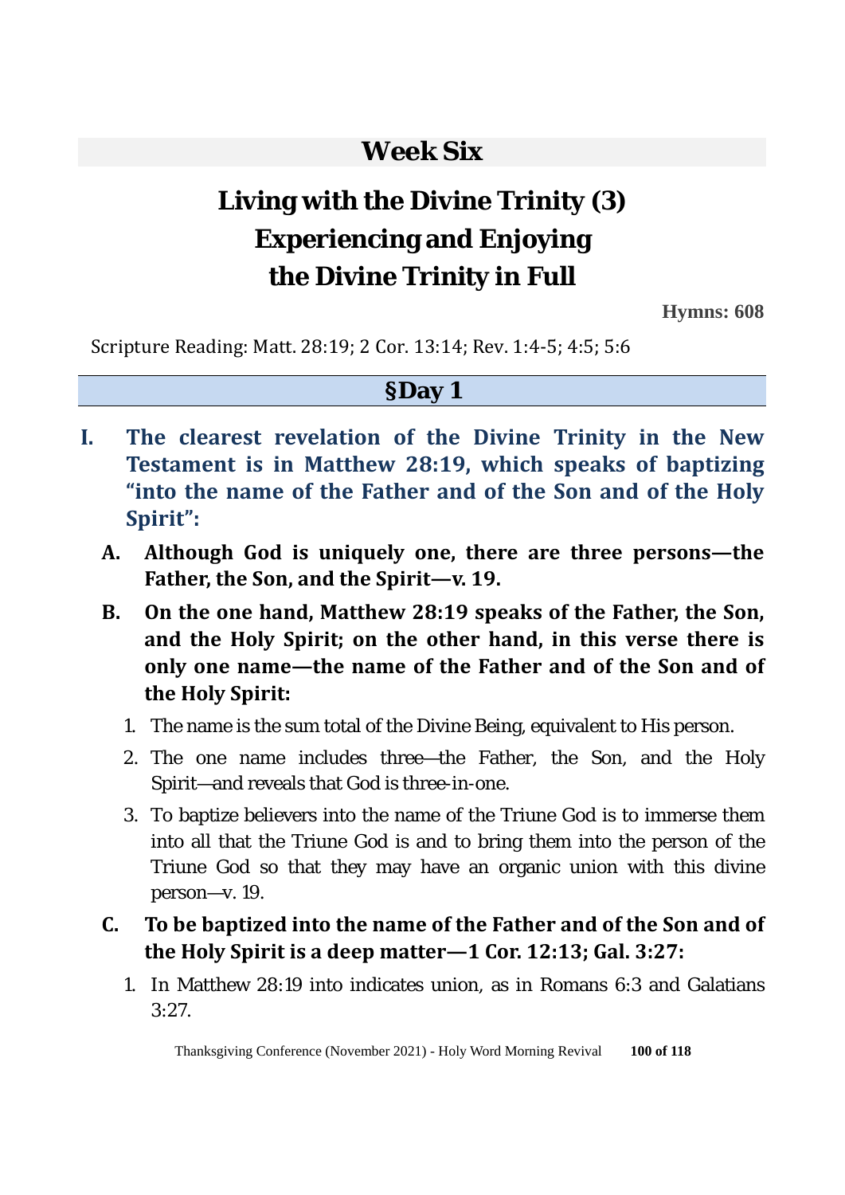# Week Six

# Living with the Divine Trinity (3) Experiencing and Enjoying the Divine Trinity in Full

**Hymns: 608**

Scripture Reading: Matt. 28:19; 2 Cor. 13:14; Rev. 1:4-5; 4:5; 5:6

## §Day 1

**I. The clearest revelation of the Divine Trinity in the New Testament is in Matthew 28:19, which speaks of baptizing "into the name of the Father and of the Son and of the Holy Spirit":**

**A. Although God is uniquely one, there are three persons—the Father, the Son, and the Spirit—v. 19.**

**B. On the one hand, Matthew 28:19 speaks of the Father, the Son, and the Holy Spirit; on the other hand, in this verse there is only one name—the name of the Father and of the Son and of the Holy Spirit:**

1. The name is the sum total of the Divine Being, equivalent to His person.
2. The one name includes three—the Father, the Son, and the Holy Spirit—and reveals that God is three-in-one.
3. To baptize believers into the name of the Triune God is to immerse them into all that the Triune God is and to bring them into the person of the Triune God so that they may have an organic union with this divine person—v. 19.

**C. To be baptized into the name of the Father and of the Son and of the Holy Spirit is a deep matter—1 Cor. 12:13; Gal. 3:27:**

1. In Matthew 28:19 into indicates union, as in Romans 6:3 and Galatians 3:27.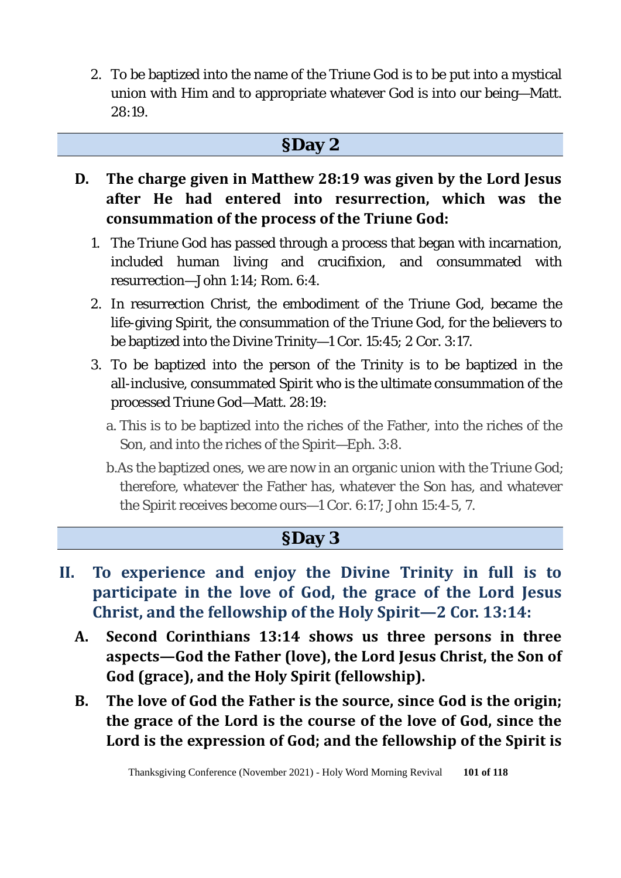2. To be baptized into the name of the Triune God is to be put into a mystical union with Him and to appropriate whatever God is into our being—Matt. 28:19.

## §Day 2

**D. The charge given in Matthew 28:19 was given by the Lord Jesus after He had entered into resurrection, which was the consummation of the process of the Triune God:**

1. The Triune God has passed through a process that began with incarnation, included human living and crucifixion, and consummated with resurrection—John 1:14; Rom. 6:4.
2. In resurrection Christ, the embodiment of the Triune God, became the life-giving Spirit, the consummation of the Triune God, for the believers to be baptized into the Divine Trinity—1 Cor. 15:45; 2 Cor. 3:17.
3. To be baptized into the person of the Trinity is to be baptized in the all-inclusive, consummated Spirit who is the ultimate consummation of the processed Triune God—Matt. 28:19:
   - a. This is to be baptized into the riches of the Father, into the riches of the Son, and into the riches of the Spirit—Eph. 3:8.
   - b. As the baptized ones, we are now in an organic union with the Triune God; therefore, whatever the Father has, whatever the Son has, and whatever the Spirit receives become ours—1 Cor. 6:17; John 15:4-5, 7.

## §Day 3

**II. To experience and enjoy the Divine Trinity in full is to participate in the love of God, the grace of the Lord Jesus Christ, and the fellowship of the Holy Spirit—2 Cor. 13:14:**

**A. Second Corinthians 13:14 shows us three persons in three aspects—God the Father (love), the Lord Jesus Christ, the Son of God (grace), and the Holy Spirit (fellowship).**

**B. The love of God the Father is the source, since God is the origin; the grace of the Lord is the course of the love of God, since the Lord is the expression of God; and the fellowship of the Spirit is**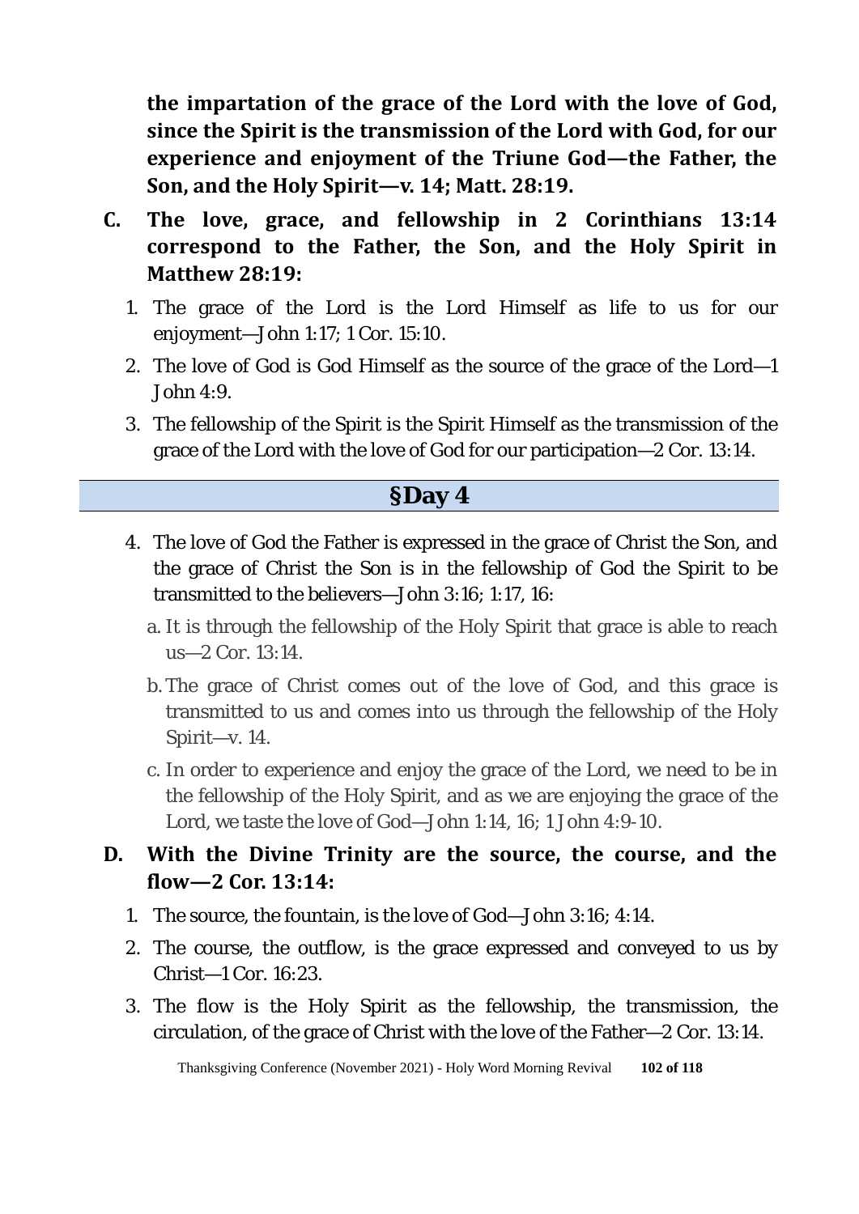**the impartation of the grace of the Lord with the love of God, since the Spirit is the transmission of the Lord with God, for our experience and enjoyment of the Triune God—the Father, the Son, and the Holy Spirit—v. 14; Matt. 28:19.**

C. **The love, grace, and fellowship in 2 Corinthians 13:14 correspond to the Father, the Son, and the Holy Spirit in Matthew 28:19:**

1. The grace of the Lord is the Lord Himself as life to us for our enjoyment—John 1:17; 1 Cor. 15:10.
2. The love of God is God Himself as the source of the grace of the Lord—1 John 4:9.
3. The fellowship of the Spirit is the Spirit Himself as the transmission of the grace of the Lord with the love of God for our participation—2 Cor. 13:14.

## §Day 4

4. The love of God the Father is expressed in the grace of Christ the Son, and the grace of Christ the Son is in the fellowship of God the Spirit to be transmitted to the believers—John 3:16; 1:17, 16:
   - a. It is through the fellowship of the Holy Spirit that grace is able to reach us—2 Cor. 13:14.
   - b. The grace of Christ comes out of the love of God, and this grace is transmitted to us and comes into us through the fellowship of the Holy Spirit—v. 14.
   - c. In order to experience and enjoy the grace of the Lord, we need to be in the fellowship of the Holy Spirit, and as we are enjoying the grace of the Lord, we taste the love of God—John 1:14, 16; 1 John 4:9-10.

D. **With the Divine Trinity are the source, the course, and the flow—2 Cor. 13:14:**

1. The source, the fountain, is the love of God—John 3:16; 4:14.
2. The course, the outflow, is the grace expressed and conveyed to us by Christ—1 Cor. 16:23.
3. The flow is the Holy Spirit as the fellowship, the transmission, the circulation, of the grace of Christ with the love of the Father—2 Cor. 13:14.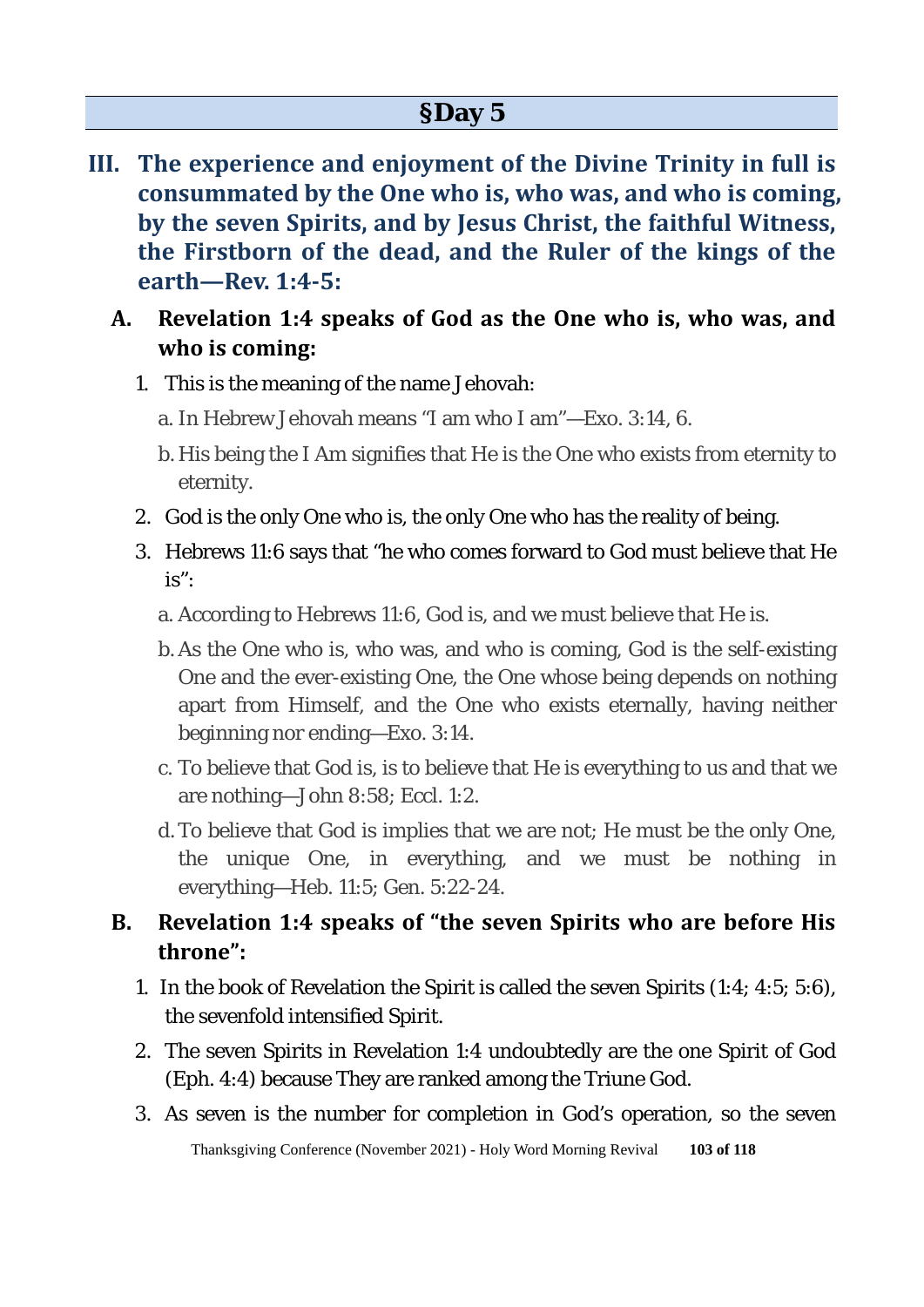## §Day 5

### III. The experience and enjoyment of the Divine Trinity in full is consummated by the One who is, who was, and who is coming, by the seven Spirits, and by Jesus Christ, the faithful Witness, the Firstborn of the dead, and the Ruler of the kings of the earth—Rev. 1:4-5:

#### A. Revelation 1:4 speaks of God as the One who is, who was, and who is coming:

1. This is the meaning of the name Jehovah:
   a. In Hebrew Jehovah means "I am who I am"—Exo. 3:14, 6.
   b. His being the I Am signifies that He is the One who exists from eternity to eternity.
2. God is the only One who is, the only One who has the reality of being.
3. Hebrews 11:6 says that "he who comes forward to God must believe that He is":
   a. According to Hebrews 11:6, God is, and we must believe that He is.
   b. As the One who is, who was, and who is coming, God is the self-existing One and the ever-existing One, the One whose being depends on nothing apart from Himself, and the One who exists eternally, having neither beginning nor ending—Exo. 3:14.
   c. To believe that God is, is to believe that He is everything to us and that we are nothing—John 8:58; Eccl. 1:2.
   d. To believe that God is implies that we are not; He must be the only One, the unique One, in everything, and we must be nothing in everything—Heb. 11:5; Gen. 5:22-24.

#### B. Revelation 1:4 speaks of "the seven Spirits who are before His throne":

1. In the book of Revelation the Spirit is called the seven Spirits (1:4; 4:5; 5:6), the sevenfold intensified Spirit.
2. The seven Spirits in Revelation 1:4 undoubtedly are the one Spirit of God (Eph. 4:4) because They are ranked among the Triune God.
3. As seven is the number for completion in God's operation, so the seven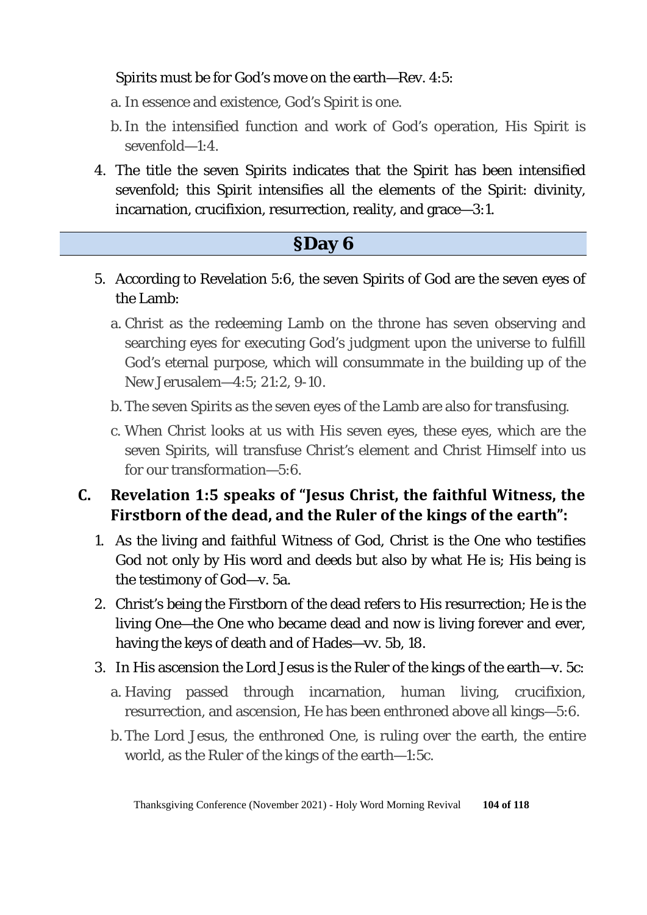Spirits must be for God's move on the earth—Rev. 4:5:

a. In essence and existence, God's Spirit is one.

b. In the intensified function and work of God's operation, His Spirit is sevenfold—1:4.

4. The title the seven Spirits indicates that the Spirit has been intensified sevenfold; this Spirit intensifies all the elements of the Spirit: divinity, incarnation, crucifixion, resurrection, reality, and grace—3:1.

## §Day 6

5. According to Revelation 5:6, the seven Spirits of God are the seven eyes of the Lamb:

   a. Christ as the redeeming Lamb on the throne has seven observing and searching eyes for executing God's judgment upon the universe to fulfill God's eternal purpose, which will consummate in the building up of the New Jerusalem—4:5; 21:2, 9-10.

   b. The seven Spirits as the seven eyes of the Lamb are also for transfusing.

   c. When Christ looks at us with His seven eyes, these eyes, which are the seven Spirits, will transfuse Christ's element and Christ Himself into us for our transformation—5:6.

### C. Revelation 1:5 speaks of "Jesus Christ, the faithful Witness, the Firstborn of the dead, and the Ruler of the kings of the earth":

1. As the living and faithful Witness of God, Christ is the One who testifies God not only by His word and deeds but also by what He is; His being is the testimony of God—v. 5a.

2. Christ's being the Firstborn of the dead refers to His resurrection; He is the living One—the One who became dead and now is living forever and ever, having the keys of death and of Hades—vv. 5b, 18.

3. In His ascension the Lord Jesus is the Ruler of the kings of the earth—v. 5c:

   a. Having passed through incarnation, human living, crucifixion, resurrection, and ascension, He has been enthroned above all kings—5:6.

   b. The Lord Jesus, the enthroned One, is ruling over the earth, the entire world, as the Ruler of the kings of the earth—1:5c.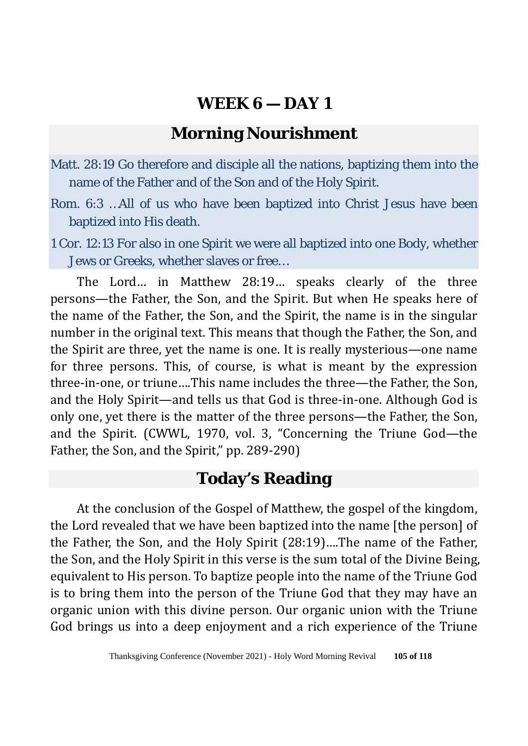# WEEK 6 — DAY 1

## Morning Nourishment

Matt. 28:19 Go therefore and disciple all the nations, baptizing them into the name of the Father and of the Son and of the Holy Spirit.

Rom. 6:3 …All of us who have been baptized into Christ Jesus have been baptized into His death.

1 Cor. 12:13 For also in one Spirit we were all baptized into one Body, whether Jews or Greeks, whether slaves or free…

The Lord… in Matthew 28:19… speaks clearly of the three persons—the Father, the Son, and the Spirit. But when He speaks here of the name of the Father, the Son, and the Spirit, the name is in the singular number in the original text. This means that though the Father, the Son, and the Spirit are three, yet the name is one. It is really mysterious—one name for three persons. This, of course, is what is meant by the expression three-in-one, or triune….This name includes the three—the Father, the Son, and the Holy Spirit—and tells us that God is three-in-one. Although God is only one, yet there is the matter of the three persons—the Father, the Son, and the Spirit. (CWWL, 1970, vol. 3, "Concerning the Triune God—the Father, the Son, and the Spirit," pp. 289-290)

## Today's Reading

At the conclusion of the Gospel of Matthew, the gospel of the kingdom, the Lord revealed that we have been baptized into the name [the person] of the Father, the Son, and the Holy Spirit (28:19)….The name of the Father, the Son, and the Holy Spirit in this verse is the sum total of the Divine Being, equivalent to His person. To baptize people into the name of the Triune God is to bring them into the person of the Triune God that they may have an organic union with this divine person. Our organic union with the Triune God brings us into a deep enjoyment and a rich experience of the Triune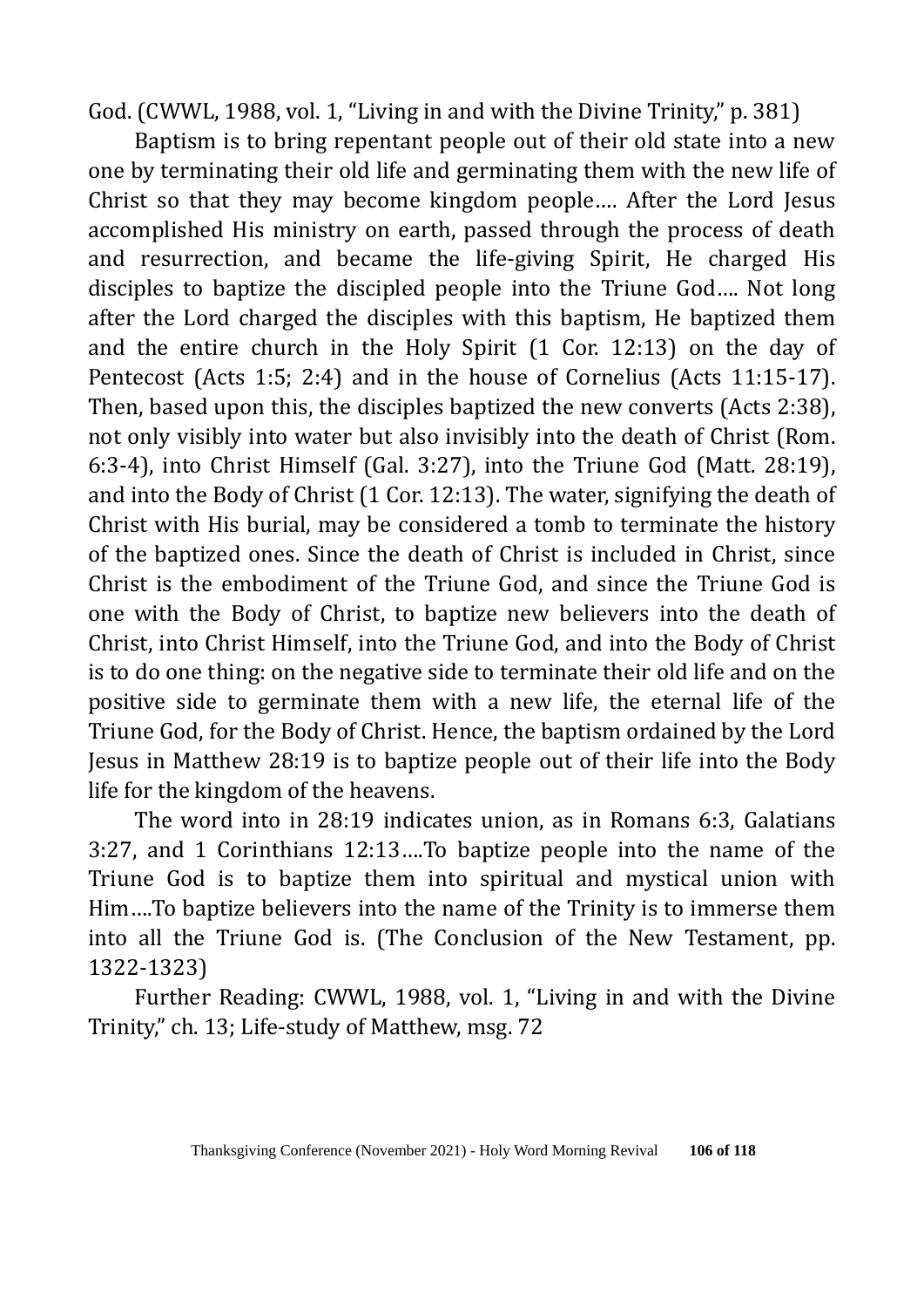God. (CWWL, 1988, vol. 1, "Living in and with the Divine Trinity," p. 381)

Baptism is to bring repentant people out of their old state into a new one by terminating their old life and germinating them with the new life of Christ so that they may become kingdom people…. After the Lord Jesus accomplished His ministry on earth, passed through the process of death and resurrection, and became the life-giving Spirit, He charged His disciples to baptize the discipled people into the Triune God…. Not long after the Lord charged the disciples with this baptism, He baptized them and the entire church in the Holy Spirit (1 Cor. 12:13) on the day of Pentecost (Acts 1:5; 2:4) and in the house of Cornelius (Acts 11:15-17). Then, based upon this, the disciples baptized the new converts (Acts 2:38), not only visibly into water but also invisibly into the death of Christ (Rom. 6:3-4), into Christ Himself (Gal. 3:27), into the Triune God (Matt. 28:19), and into the Body of Christ (1 Cor. 12:13). The water, signifying the death of Christ with His burial, may be considered a tomb to terminate the history of the baptized ones. Since the death of Christ is included in Christ, since Christ is the embodiment of the Triune God, and since the Triune God is one with the Body of Christ, to baptize new believers into the death of Christ, into Christ Himself, into the Triune God, and into the Body of Christ is to do one thing: on the negative side to terminate their old life and on the positive side to germinate them with a new life, the eternal life of the Triune God, for the Body of Christ. Hence, the baptism ordained by the Lord Jesus in Matthew 28:19 is to baptize people out of their life into the Body life for the kingdom of the heavens.

The word into in 28:19 indicates union, as in Romans 6:3, Galatians 3:27, and 1 Corinthians 12:13….To baptize people into the name of the Triune God is to baptize them into spiritual and mystical union with Him….To baptize believers into the name of the Trinity is to immerse them into all the Triune God is. (The Conclusion of the New Testament, pp. 1322-1323)

Further Reading: CWWL, 1988, vol. 1, "Living in and with the Divine Trinity," ch. 13; Life-study of Matthew, msg. 72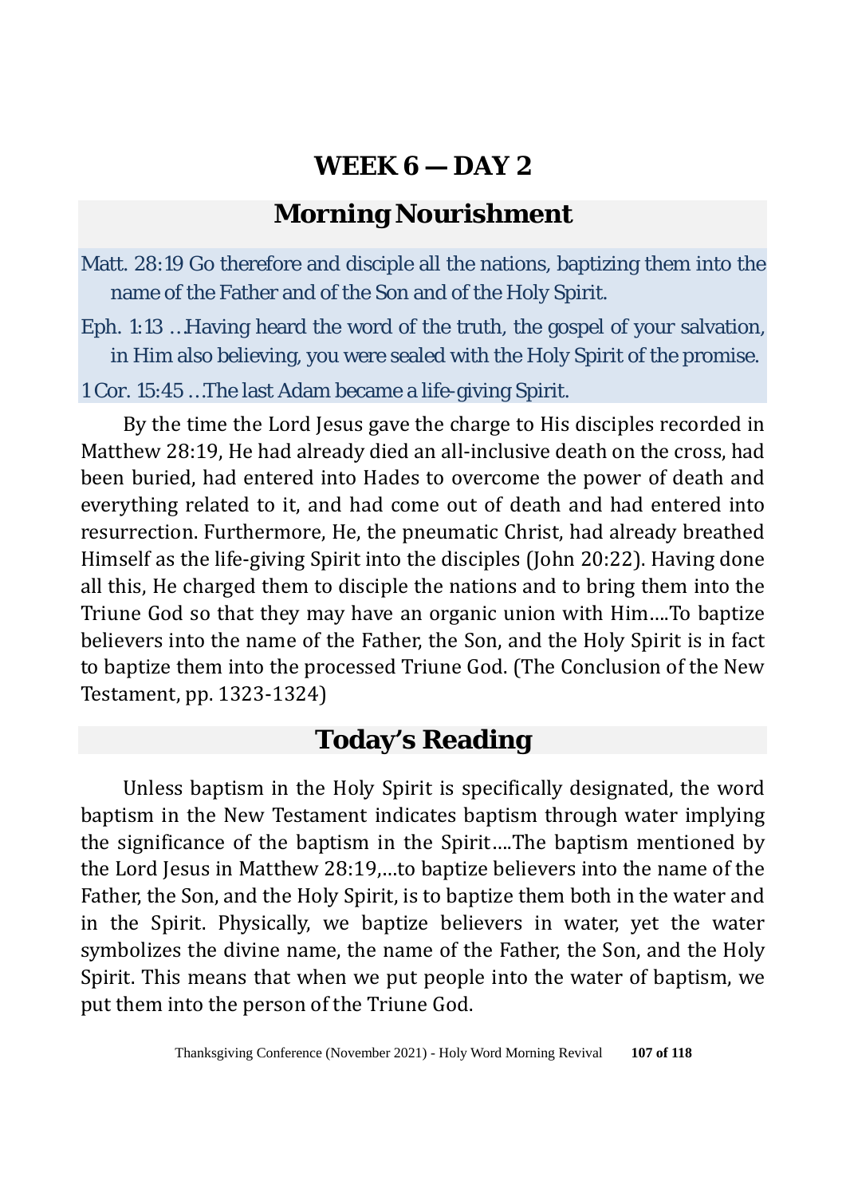## WEEK 6 — DAY 2

## Morning Nourishment

Matt. 28:19 Go therefore and disciple all the nations, baptizing them into the name of the Father and of the Son and of the Holy Spirit.

Eph. 1:13 …Having heard the word of the truth, the gospel of your salvation, in Him also believing, you were sealed with the Holy Spirit of the promise.

1 Cor. 15:45 …The last Adam became a life-giving Spirit.

By the time the Lord Jesus gave the charge to His disciples recorded in Matthew 28:19, He had already died an all-inclusive death on the cross, had been buried, had entered into Hades to overcome the power of death and everything related to it, and had come out of death and had entered into resurrection. Furthermore, He, the pneumatic Christ, had already breathed Himself as the life-giving Spirit into the disciples (John 20:22). Having done all this, He charged them to disciple the nations and to bring them into the Triune God so that they may have an organic union with Him….To baptize believers into the name of the Father, the Son, and the Holy Spirit is in fact to baptize them into the processed Triune God. (The Conclusion of the New Testament, pp. 1323-1324)

## Today's Reading

Unless baptism in the Holy Spirit is specifically designated, the word baptism in the New Testament indicates baptism through water implying the significance of the baptism in the Spirit….The baptism mentioned by the Lord Jesus in Matthew 28:19,…to baptize believers into the name of the Father, the Son, and the Holy Spirit, is to baptize them both in the water and in the Spirit. Physically, we baptize believers in water, yet the water symbolizes the divine name, the name of the Father, the Son, and the Holy Spirit. This means that when we put people into the water of baptism, we put them into the person of the Triune God.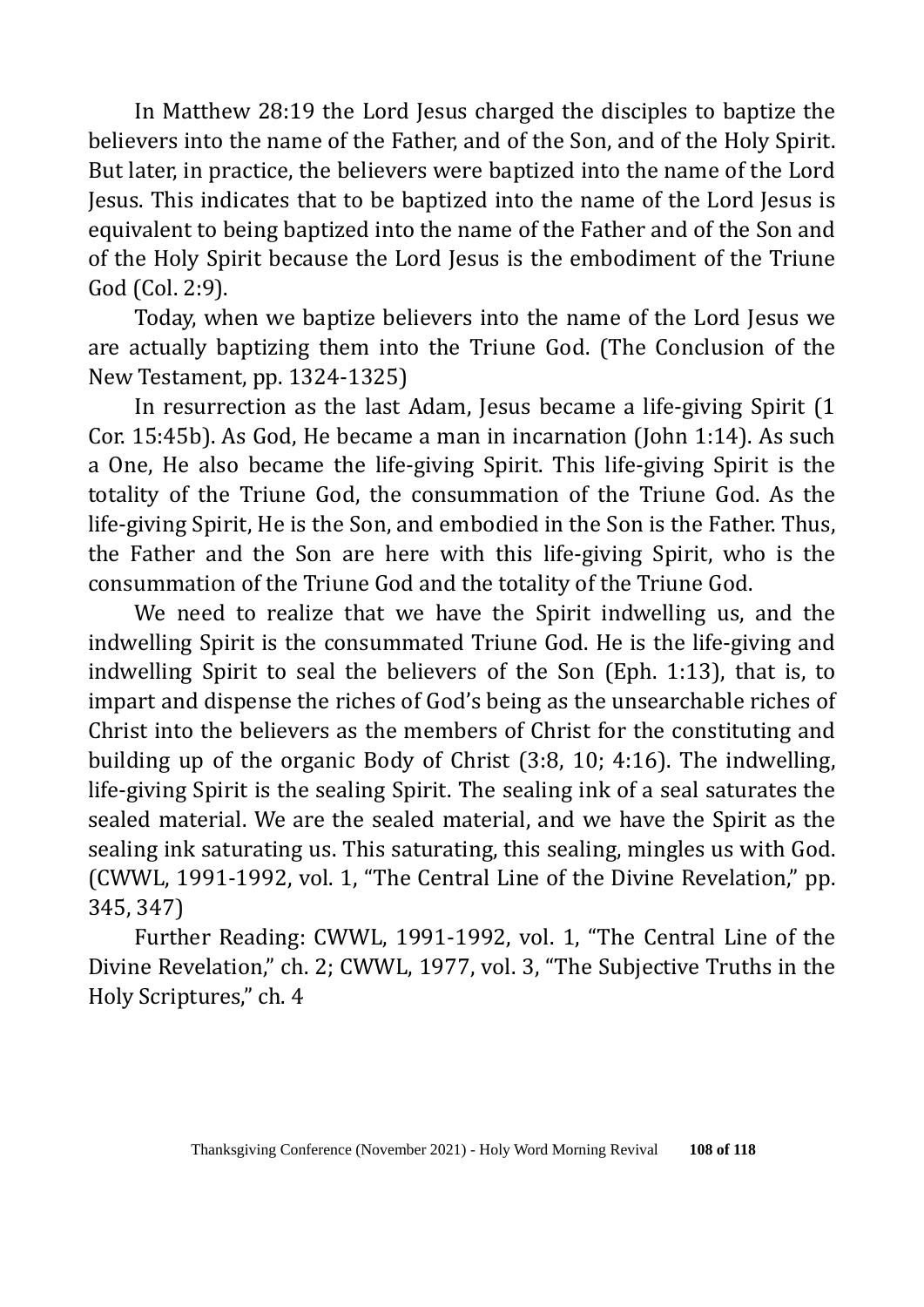In Matthew 28:19 the Lord Jesus charged the disciples to baptize the believers into the name of the Father, and of the Son, and of the Holy Spirit. But later, in practice, the believers were baptized into the name of the Lord Jesus. This indicates that to be baptized into the name of the Lord Jesus is equivalent to being baptized into the name of the Father and of the Son and of the Holy Spirit because the Lord Jesus is the embodiment of the Triune God (Col. 2:9).

Today, when we baptize believers into the name of the Lord Jesus we are actually baptizing them into the Triune God. (The Conclusion of the New Testament, pp. 1324-1325)

In resurrection as the last Adam, Jesus became a life-giving Spirit (1 Cor. 15:45b). As God, He became a man in incarnation (John 1:14). As such a One, He also became the life-giving Spirit. This life-giving Spirit is the totality of the Triune God, the consummation of the Triune God. As the life-giving Spirit, He is the Son, and embodied in the Son is the Father. Thus, the Father and the Son are here with this life-giving Spirit, who is the consummation of the Triune God and the totality of the Triune God.

We need to realize that we have the Spirit indwelling us, and the indwelling Spirit is the consummated Triune God. He is the life-giving and indwelling Spirit to seal the believers of the Son (Eph. 1:13), that is, to impart and dispense the riches of God's being as the unsearchable riches of Christ into the believers as the members of Christ for the constituting and building up of the organic Body of Christ (3:8, 10; 4:16). The indwelling, life-giving Spirit is the sealing Spirit. The sealing ink of a seal saturates the sealed material. We are the sealed material, and we have the Spirit as the sealing ink saturating us. This saturating, this sealing, mingles us with God. (CWWL, 1991-1992, vol. 1, "The Central Line of the Divine Revelation," pp. 345, 347)

Further Reading: CWWL, 1991-1992, vol. 1, "The Central Line of the Divine Revelation," ch. 2; CWWL, 1977, vol. 3, "The Subjective Truths in the Holy Scriptures," ch. 4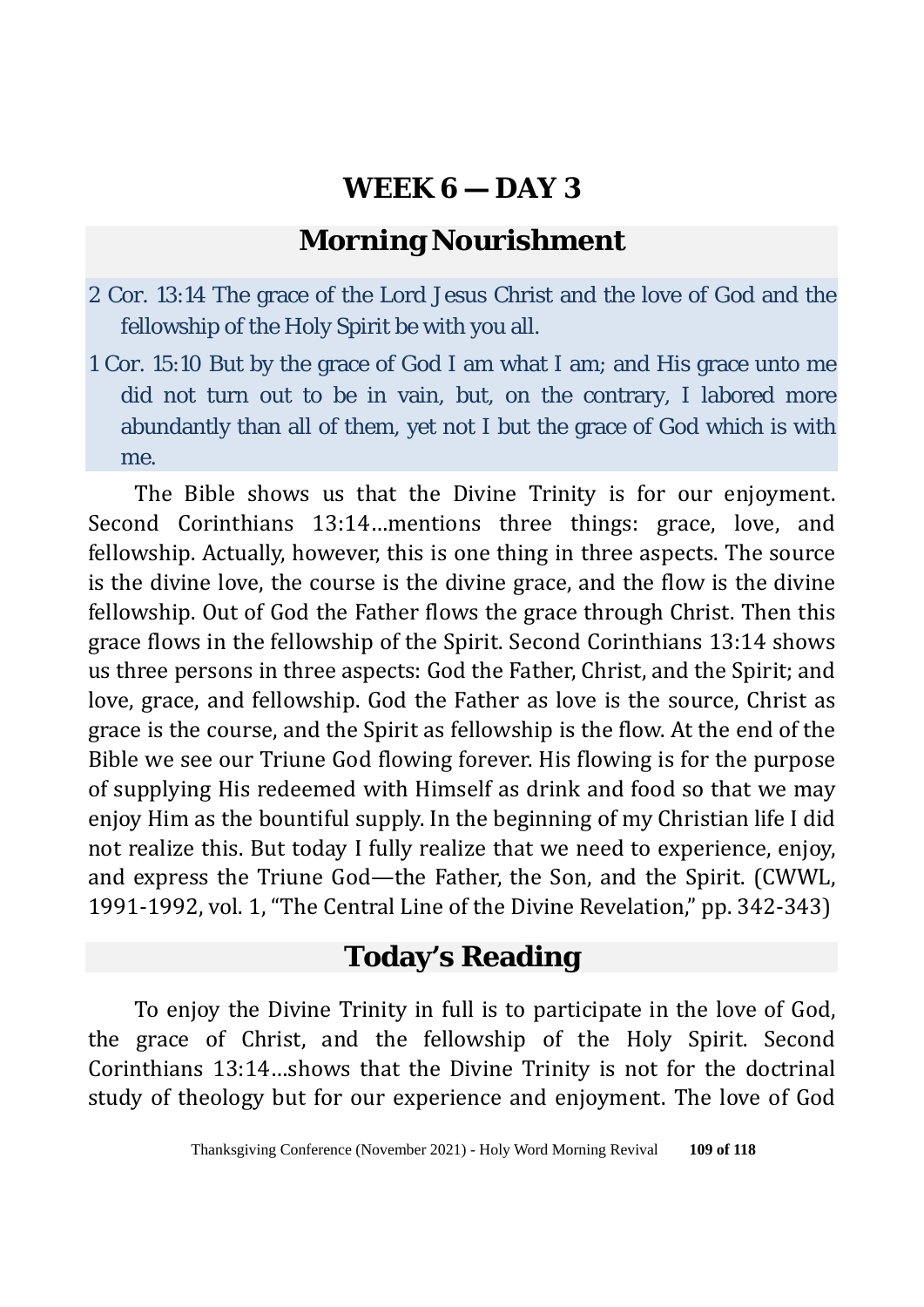# WEEK 6 — DAY 3

## Morning Nourishment

2 Cor. 13:14 The grace of the Lord Jesus Christ and the love of God and the fellowship of the Holy Spirit be with you all.

1 Cor. 15:10 But by the grace of God I am what I am; and His grace unto me did not turn out to be in vain, but, on the contrary, I labored more abundantly than all of them, yet not I but the grace of God which is with me.

The Bible shows us that the Divine Trinity is for our enjoyment. Second Corinthians 13:14…mentions three things: grace, love, and fellowship. Actually, however, this is one thing in three aspects. The source is the divine love, the course is the divine grace, and the flow is the divine fellowship. Out of God the Father flows the grace through Christ. Then this grace flows in the fellowship of the Spirit. Second Corinthians 13:14 shows us three persons in three aspects: God the Father, Christ, and the Spirit; and love, grace, and fellowship. God the Father as love is the source, Christ as grace is the course, and the Spirit as fellowship is the flow. At the end of the Bible we see our Triune God flowing forever. His flowing is for the purpose of supplying His redeemed with Himself as drink and food so that we may enjoy Him as the bountiful supply. In the beginning of my Christian life I did not realize this. But today I fully realize that we need to experience, enjoy, and express the Triune God—the Father, the Son, and the Spirit. (CWWL, 1991-1992, vol. 1, "The Central Line of the Divine Revelation," pp. 342-343)

## Today's Reading

To enjoy the Divine Trinity in full is to participate in the love of God, the grace of Christ, and the fellowship of the Holy Spirit. Second Corinthians 13:14…shows that the Divine Trinity is not for the doctrinal study of theology but for our experience and enjoyment. The love of God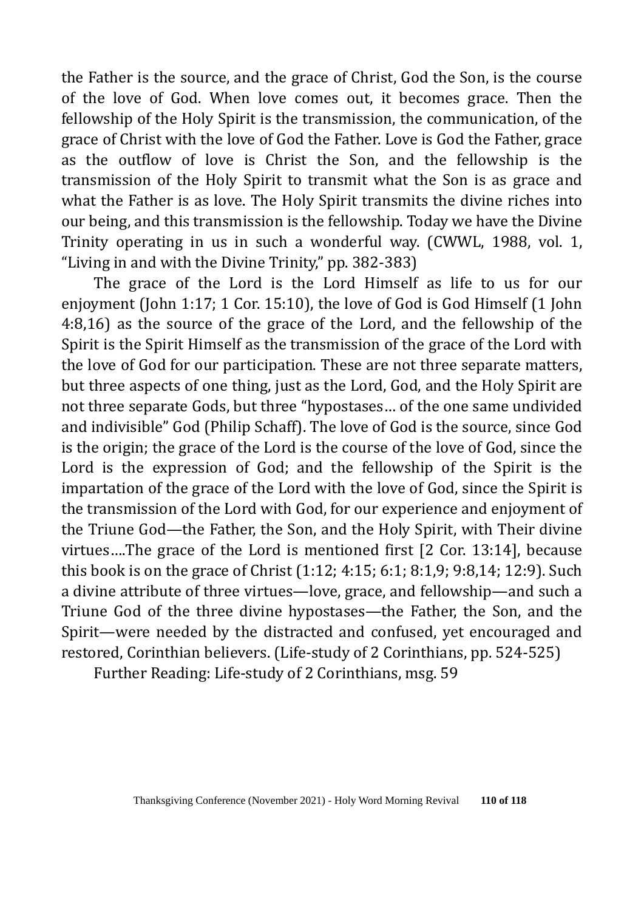the Father is the source, and the grace of Christ, God the Son, is the course of the love of God. When love comes out, it becomes grace. Then the fellowship of the Holy Spirit is the transmission, the communication, of the grace of Christ with the love of God the Father. Love is God the Father, grace as the outflow of love is Christ the Son, and the fellowship is the transmission of the Holy Spirit to transmit what the Son is as grace and what the Father is as love. The Holy Spirit transmits the divine riches into our being, and this transmission is the fellowship. Today we have the Divine Trinity operating in us in such a wonderful way. (CWWL, 1988, vol. 1, "Living in and with the Divine Trinity," pp. 382-383)

The grace of the Lord is the Lord Himself as life to us for our enjoyment (John 1:17; 1 Cor. 15:10), the love of God is God Himself (1 John 4:8,16) as the source of the grace of the Lord, and the fellowship of the Spirit is the Spirit Himself as the transmission of the grace of the Lord with the love of God for our participation. These are not three separate matters, but three aspects of one thing, just as the Lord, God, and the Holy Spirit are not three separate Gods, but three "hypostases… of the one same undivided and indivisible" God (Philip Schaff). The love of God is the source, since God is the origin; the grace of the Lord is the course of the love of God, since the Lord is the expression of God; and the fellowship of the Spirit is the impartation of the grace of the Lord with the love of God, since the Spirit is the transmission of the Lord with God, for our experience and enjoyment of the Triune God—the Father, the Son, and the Holy Spirit, with Their divine virtues….The grace of the Lord is mentioned first [2 Cor. 13:14], because this book is on the grace of Christ (1:12; 4:15; 6:1; 8:1,9; 9:8,14; 12:9). Such a divine attribute of three virtues—love, grace, and fellowship—and such a Triune God of the three divine hypostases—the Father, the Son, and the Spirit—were needed by the distracted and confused, yet encouraged and restored, Corinthian believers. (Life-study of 2 Corinthians, pp. 524-525)

Further Reading: Life-study of 2 Corinthians, msg. 59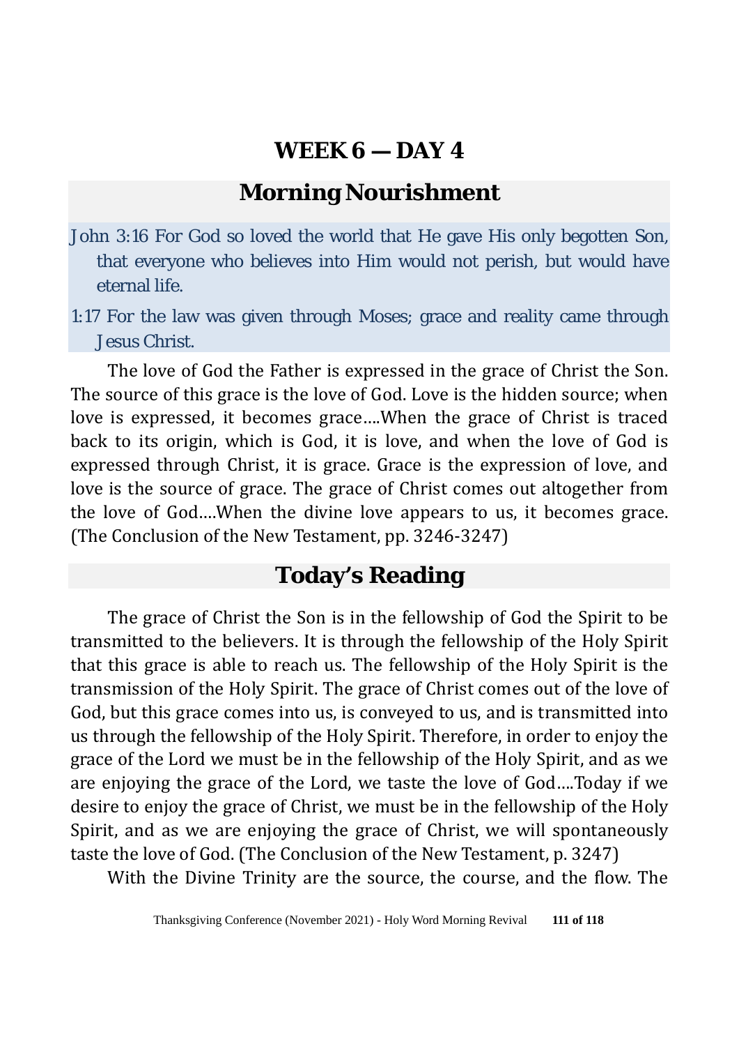# WEEK 6 — DAY 4

## Morning Nourishment

John 3:16 For God so loved the world that He gave His only begotten Son, that everyone who believes into Him would not perish, but would have eternal life.

1:17 For the law was given through Moses; grace and reality came through Jesus Christ.

The love of God the Father is expressed in the grace of Christ the Son. The source of this grace is the love of God. Love is the hidden source; when love is expressed, it becomes grace….When the grace of Christ is traced back to its origin, which is God, it is love, and when the love of God is expressed through Christ, it is grace. Grace is the expression of love, and love is the source of grace. The grace of Christ comes out altogether from the love of God….When the divine love appears to us, it becomes grace. (The Conclusion of the New Testament, pp. 3246-3247)

## Today's Reading

The grace of Christ the Son is in the fellowship of God the Spirit to be transmitted to the believers. It is through the fellowship of the Holy Spirit that this grace is able to reach us. The fellowship of the Holy Spirit is the transmission of the Holy Spirit. The grace of Christ comes out of the love of God, but this grace comes into us, is conveyed to us, and is transmitted into us through the fellowship of the Holy Spirit. Therefore, in order to enjoy the grace of the Lord we must be in the fellowship of the Holy Spirit, and as we are enjoying the grace of the Lord, we taste the love of God….Today if we desire to enjoy the grace of Christ, we must be in the fellowship of the Holy Spirit, and as we are enjoying the grace of Christ, we will spontaneously taste the love of God. (The Conclusion of the New Testament, p. 3247)

With the Divine Trinity are the source, the course, and the flow. The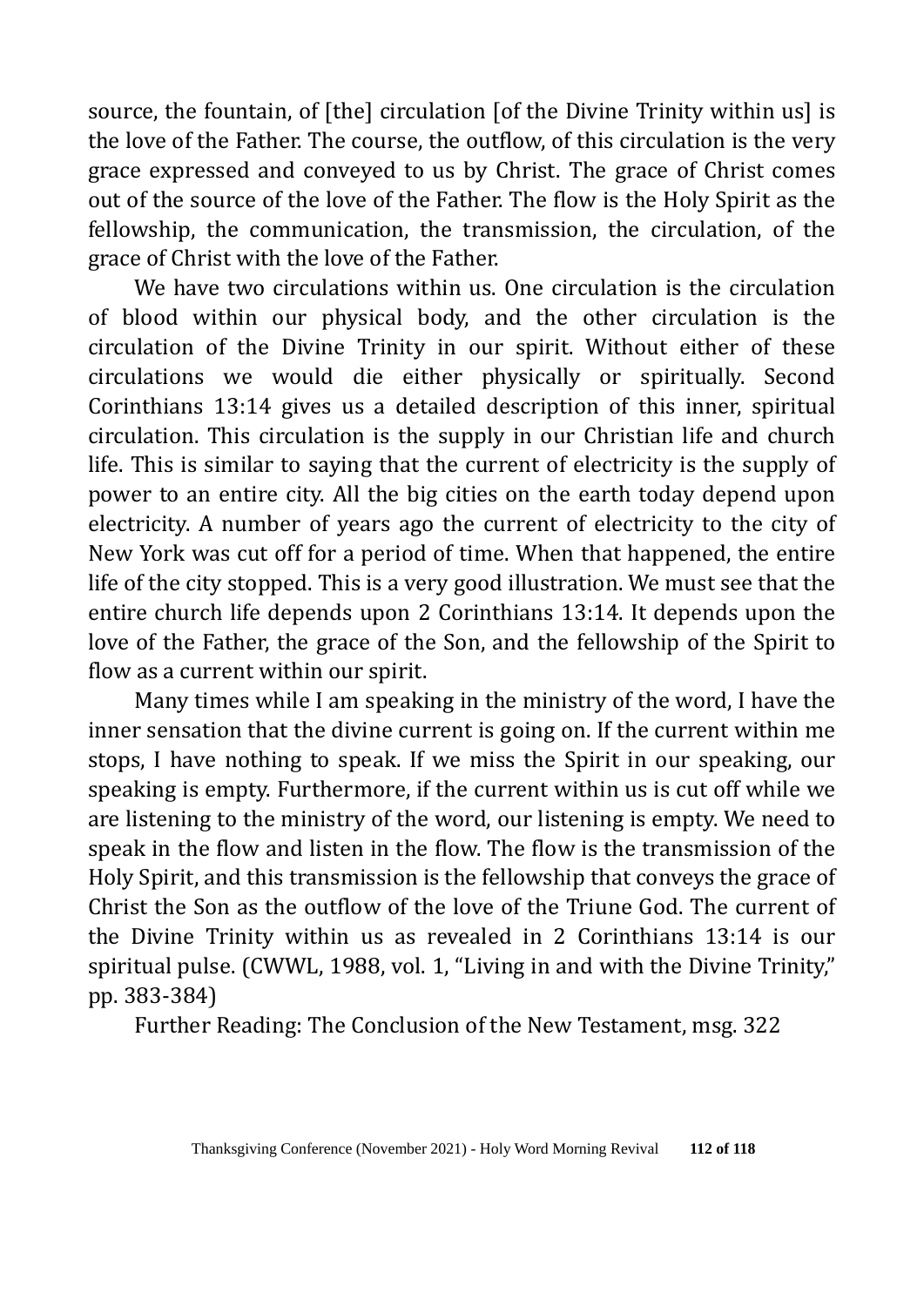source, the fountain, of [the] circulation [of the Divine Trinity within us] is the love of the Father. The course, the outflow, of this circulation is the very grace expressed and conveyed to us by Christ. The grace of Christ comes out of the source of the love of the Father. The flow is the Holy Spirit as the fellowship, the communication, the transmission, the circulation, of the grace of Christ with the love of the Father.

We have two circulations within us. One circulation is the circulation of blood within our physical body, and the other circulation is the circulation of the Divine Trinity in our spirit. Without either of these circulations we would die either physically or spiritually. Second Corinthians 13:14 gives us a detailed description of this inner, spiritual circulation. This circulation is the supply in our Christian life and church life. This is similar to saying that the current of electricity is the supply of power to an entire city. All the big cities on the earth today depend upon electricity. A number of years ago the current of electricity to the city of New York was cut off for a period of time. When that happened, the entire life of the city stopped. This is a very good illustration. We must see that the entire church life depends upon 2 Corinthians 13:14. It depends upon the love of the Father, the grace of the Son, and the fellowship of the Spirit to flow as a current within our spirit.

Many times while I am speaking in the ministry of the word, I have the inner sensation that the divine current is going on. If the current within me stops, I have nothing to speak. If we miss the Spirit in our speaking, our speaking is empty. Furthermore, if the current within us is cut off while we are listening to the ministry of the word, our listening is empty. We need to speak in the flow and listen in the flow. The flow is the transmission of the Holy Spirit, and this transmission is the fellowship that conveys the grace of Christ the Son as the outflow of the love of the Triune God. The current of the Divine Trinity within us as revealed in 2 Corinthians 13:14 is our spiritual pulse. (CWWL, 1988, vol. 1, "Living in and with the Divine Trinity," pp. 383-384)

Further Reading: The Conclusion of the New Testament, msg. 322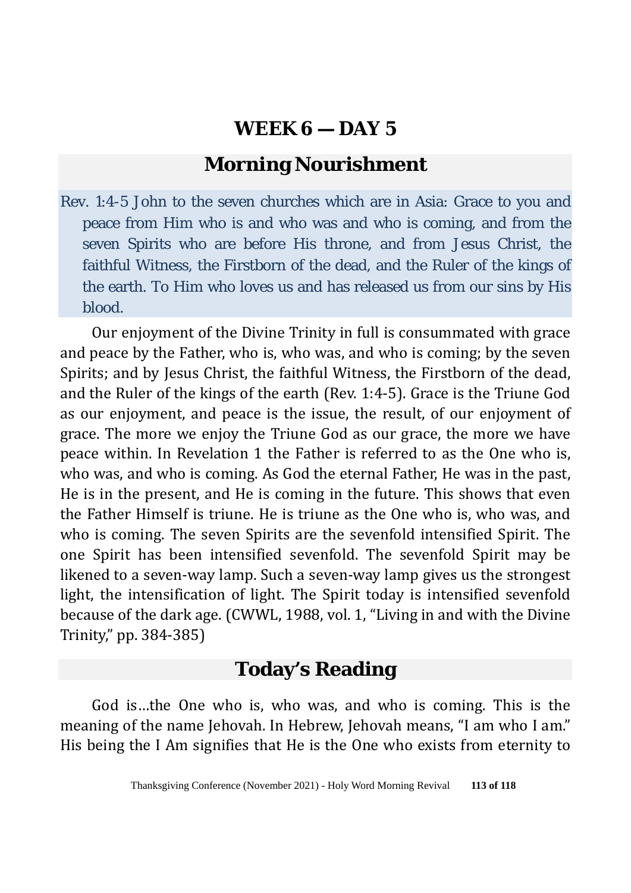# WEEK 6 — DAY 5

## Morning Nourishment

Rev. 1:4-5 John to the seven churches which are in Asia: Grace to you and peace from Him who is and who was and who is coming, and from the seven Spirits who are before His throne, and from Jesus Christ, the faithful Witness, the Firstborn of the dead, and the Ruler of the kings of the earth. To Him who loves us and has released us from our sins by His blood.

Our enjoyment of the Divine Trinity in full is consummated with grace and peace by the Father, who is, who was, and who is coming; by the seven Spirits; and by Jesus Christ, the faithful Witness, the Firstborn of the dead, and the Ruler of the kings of the earth (Rev. 1:4-5). Grace is the Triune God as our enjoyment, and peace is the issue, the result, of our enjoyment of grace. The more we enjoy the Triune God as our grace, the more we have peace within. In Revelation 1 the Father is referred to as the One who is, who was, and who is coming. As God the eternal Father, He was in the past, He is in the present, and He is coming in the future. This shows that even the Father Himself is triune. He is triune as the One who is, who was, and who is coming. The seven Spirits are the sevenfold intensified Spirit. The one Spirit has been intensified sevenfold. The sevenfold Spirit may be likened to a seven-way lamp. Such a seven-way lamp gives us the strongest light, the intensification of light. The Spirit today is intensified sevenfold because of the dark age. (CWWL, 1988, vol. 1, "Living in and with the Divine Trinity," pp. 384-385)

## Today's Reading

God is…the One who is, who was, and who is coming. This is the meaning of the name Jehovah. In Hebrew, Jehovah means, "I am who I am." His being the I Am signifies that He is the One who exists from eternity to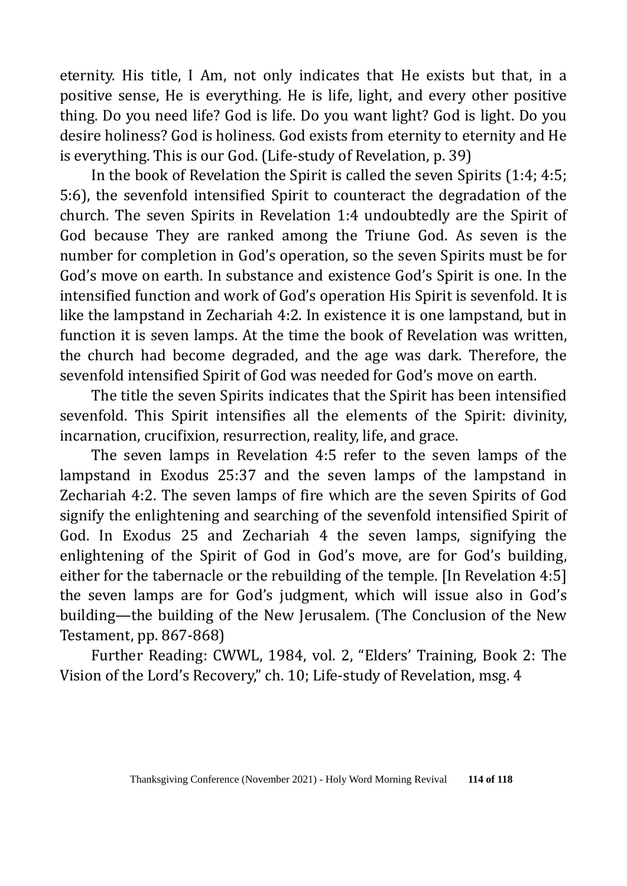eternity. His title, I Am, not only indicates that He exists but that, in a positive sense, He is everything. He is life, light, and every other positive thing. Do you need life? God is life. Do you want light? God is light. Do you desire holiness? God is holiness. God exists from eternity to eternity and He is everything. This is our God. (Life-study of Revelation, p. 39)

In the book of Revelation the Spirit is called the seven Spirits (1:4; 4:5; 5:6), the sevenfold intensified Spirit to counteract the degradation of the church. The seven Spirits in Revelation 1:4 undoubtedly are the Spirit of God because They are ranked among the Triune God. As seven is the number for completion in God's operation, so the seven Spirits must be for God's move on earth. In substance and existence God's Spirit is one. In the intensified function and work of God's operation His Spirit is sevenfold. It is like the lampstand in Zechariah 4:2. In existence it is one lampstand, but in function it is seven lamps. At the time the book of Revelation was written, the church had become degraded, and the age was dark. Therefore, the sevenfold intensified Spirit of God was needed for God's move on earth.

The title the seven Spirits indicates that the Spirit has been intensified sevenfold. This Spirit intensifies all the elements of the Spirit: divinity, incarnation, crucifixion, resurrection, reality, life, and grace.

The seven lamps in Revelation 4:5 refer to the seven lamps of the lampstand in Exodus 25:37 and the seven lamps of the lampstand in Zechariah 4:2. The seven lamps of fire which are the seven Spirits of God signify the enlightening and searching of the sevenfold intensified Spirit of God. In Exodus 25 and Zechariah 4 the seven lamps, signifying the enlightening of the Spirit of God in God's move, are for God's building, either for the tabernacle or the rebuilding of the temple. [In Revelation 4:5] the seven lamps are for God's judgment, which will issue also in God's building—the building of the New Jerusalem. (The Conclusion of the New Testament, pp. 867-868)

Further Reading: CWWL, 1984, vol. 2, "Elders' Training, Book 2: The Vision of the Lord's Recovery," ch. 10; Life-study of Revelation, msg. 4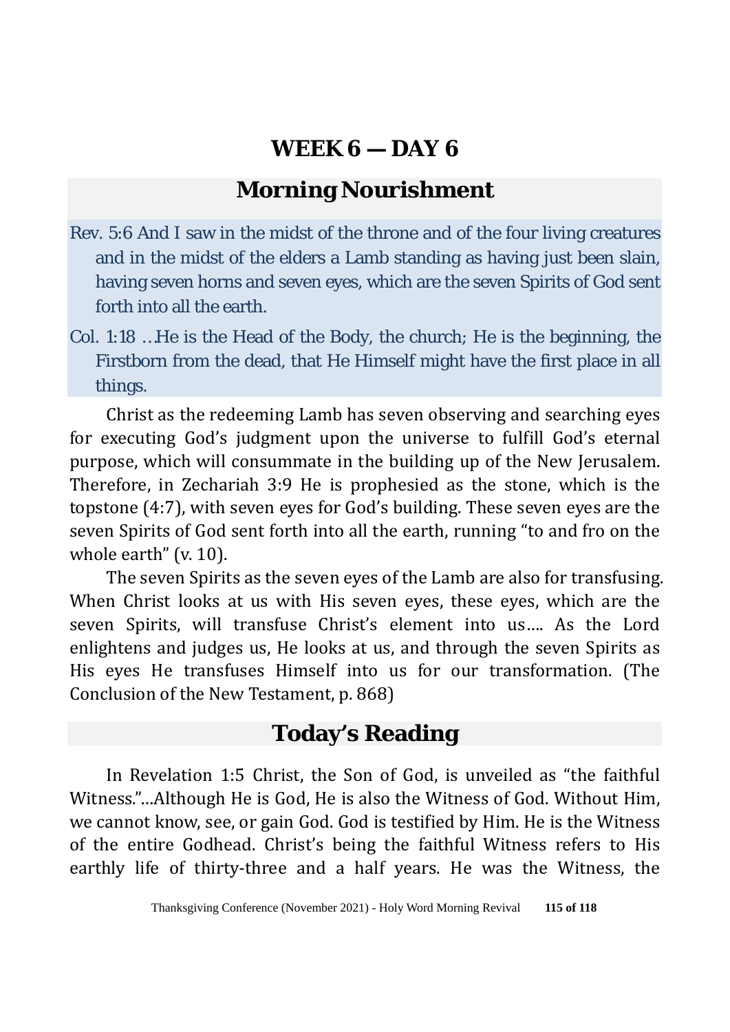# WEEK 6 — DAY 6

## Morning Nourishment

Rev. 5:6 And I saw in the midst of the throne and of the four living creatures and in the midst of the elders a Lamb standing as having just been slain, having seven horns and seven eyes, which are the seven Spirits of God sent forth into all the earth.

Col. 1:18 …He is the Head of the Body, the church; He is the beginning, the Firstborn from the dead, that He Himself might have the first place in all things.

Christ as the redeeming Lamb has seven observing and searching eyes for executing God's judgment upon the universe to fulfill God's eternal purpose, which will consummate in the building up of the New Jerusalem. Therefore, in Zechariah 3:9 He is prophesied as the stone, which is the topstone (4:7), with seven eyes for God's building. These seven eyes are the seven Spirits of God sent forth into all the earth, running "to and fro on the whole earth" (v. 10).

The seven Spirits as the seven eyes of the Lamb are also for transfusing. When Christ looks at us with His seven eyes, these eyes, which are the seven Spirits, will transfuse Christ's element into us…. As the Lord enlightens and judges us, He looks at us, and through the seven Spirits as His eyes He transfuses Himself into us for our transformation. (The Conclusion of the New Testament, p. 868)

## Today's Reading

In Revelation 1:5 Christ, the Son of God, is unveiled as "the faithful Witness."…Although He is God, He is also the Witness of God. Without Him, we cannot know, see, or gain God. God is testified by Him. He is the Witness of the entire Godhead. Christ's being the faithful Witness refers to His earthly life of thirty-three and a half years. He was the Witness, the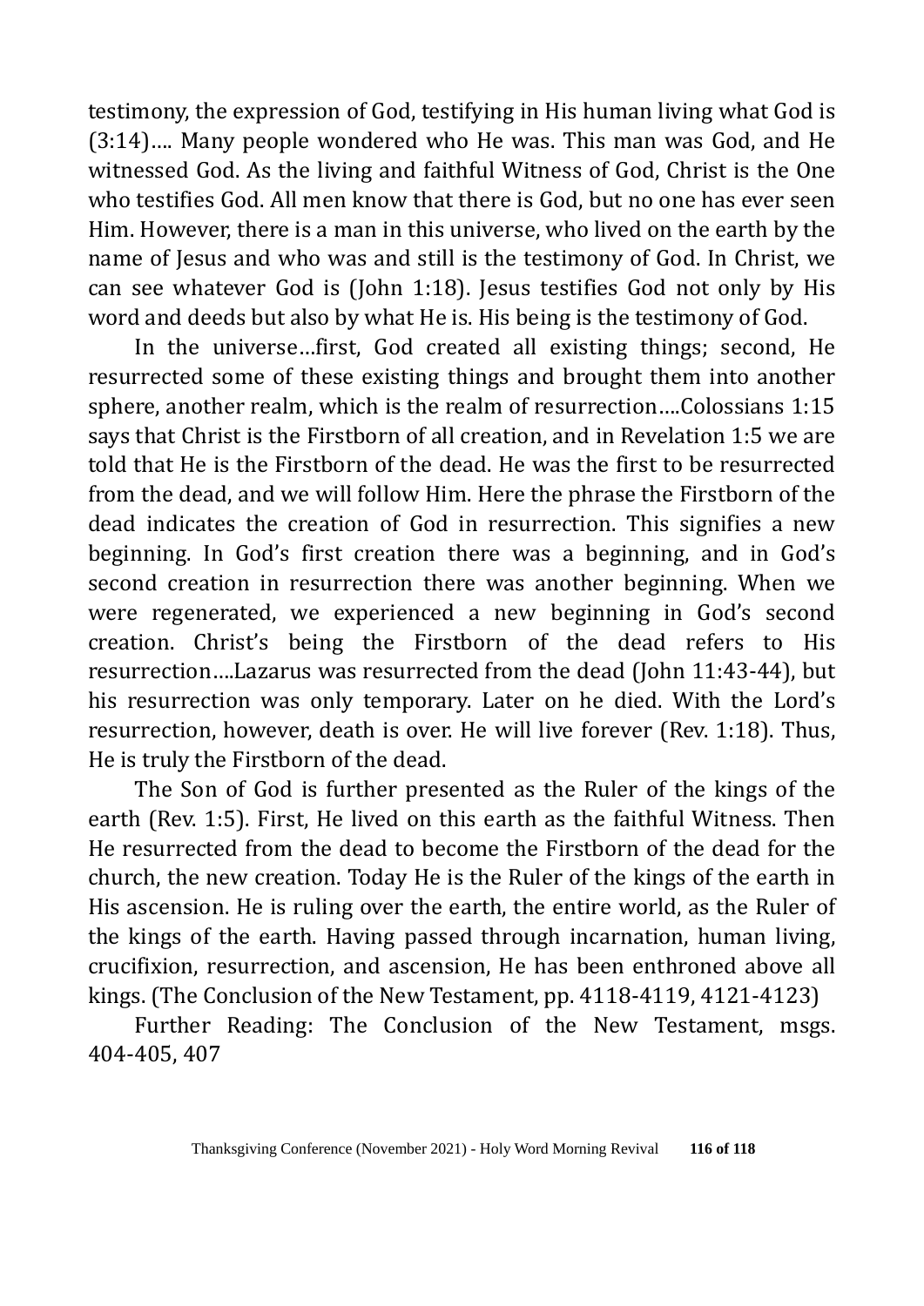testimony, the expression of God, testifying in His human living what God is (3:14)…. Many people wondered who He was. This man was God, and He witnessed God. As the living and faithful Witness of God, Christ is the One who testifies God. All men know that there is God, but no one has ever seen Him. However, there is a man in this universe, who lived on the earth by the name of Jesus and who was and still is the testimony of God. In Christ, we can see whatever God is (John 1:18). Jesus testifies God not only by His word and deeds but also by what He is. His being is the testimony of God.

In the universe…first, God created all existing things; second, He resurrected some of these existing things and brought them into another sphere, another realm, which is the realm of resurrection….Colossians 1:15 says that Christ is the Firstborn of all creation, and in Revelation 1:5 we are told that He is the Firstborn of the dead. He was the first to be resurrected from the dead, and we will follow Him. Here the phrase the Firstborn of the dead indicates the creation of God in resurrection. This signifies a new beginning. In God's first creation there was a beginning, and in God's second creation in resurrection there was another beginning. When we were regenerated, we experienced a new beginning in God's second creation. Christ's being the Firstborn of the dead refers to His resurrection….Lazarus was resurrected from the dead (John 11:43-44), but his resurrection was only temporary. Later on he died. With the Lord's resurrection, however, death is over. He will live forever (Rev. 1:18). Thus, He is truly the Firstborn of the dead.

The Son of God is further presented as the Ruler of the kings of the earth (Rev. 1:5). First, He lived on this earth as the faithful Witness. Then He resurrected from the dead to become the Firstborn of the dead for the church, the new creation. Today He is the Ruler of the kings of the earth in His ascension. He is ruling over the earth, the entire world, as the Ruler of the kings of the earth. Having passed through incarnation, human living, crucifixion, resurrection, and ascension, He has been enthroned above all kings. (The Conclusion of the New Testament, pp. 4118-4119, 4121-4123)

Further Reading: The Conclusion of the New Testament, msgs. 404-405, 407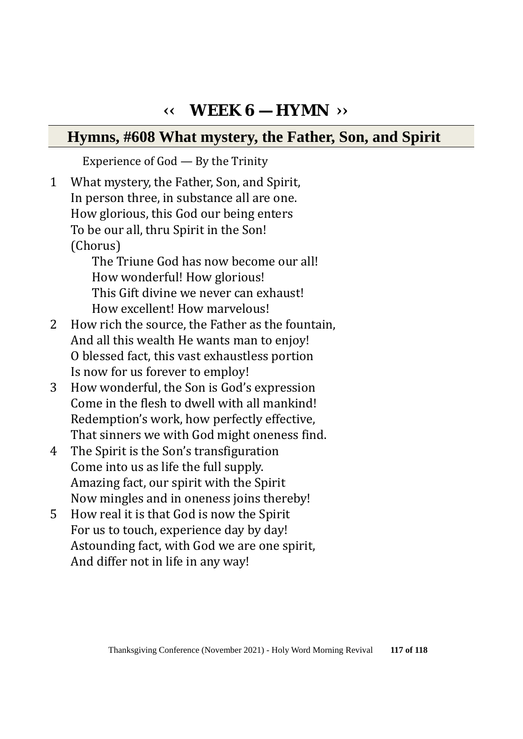# ‹‹ WEEK 6 — HYMN ››

## Hymns, #608 What mystery, the Father, Son, and Spirit

Experience of God — By the Trinity

1. What mystery, the Father, Son, and Spirit,
In person three, in substance all are one.
How glorious, this God our being enters
To be our all, thru Spirit in the Son!
(Chorus)
The Triune God has now become our all!
How wonderful! How glorious!
This Gift divine we never can exhaust!
How excellent! How marvelous!

2. How rich the source, the Father as the fountain,
And all this wealth He wants man to enjoy!
O blessed fact, this vast exhaustless portion
Is now for us forever to employ!

3. How wonderful, the Son is God's expression
Come in the flesh to dwell with all mankind!
Redemption's work, how perfectly effective,
That sinners we with God might oneness find.

4. The Spirit is the Son's transfiguration
Come into us as life the full supply.
Amazing fact, our spirit with the Spirit
Now mingles and in oneness joins thereby!

5. How real it is that God is now the Spirit
For us to touch, experience day by day!
Astounding fact, with God we are one spirit,
And differ not in life in any way!